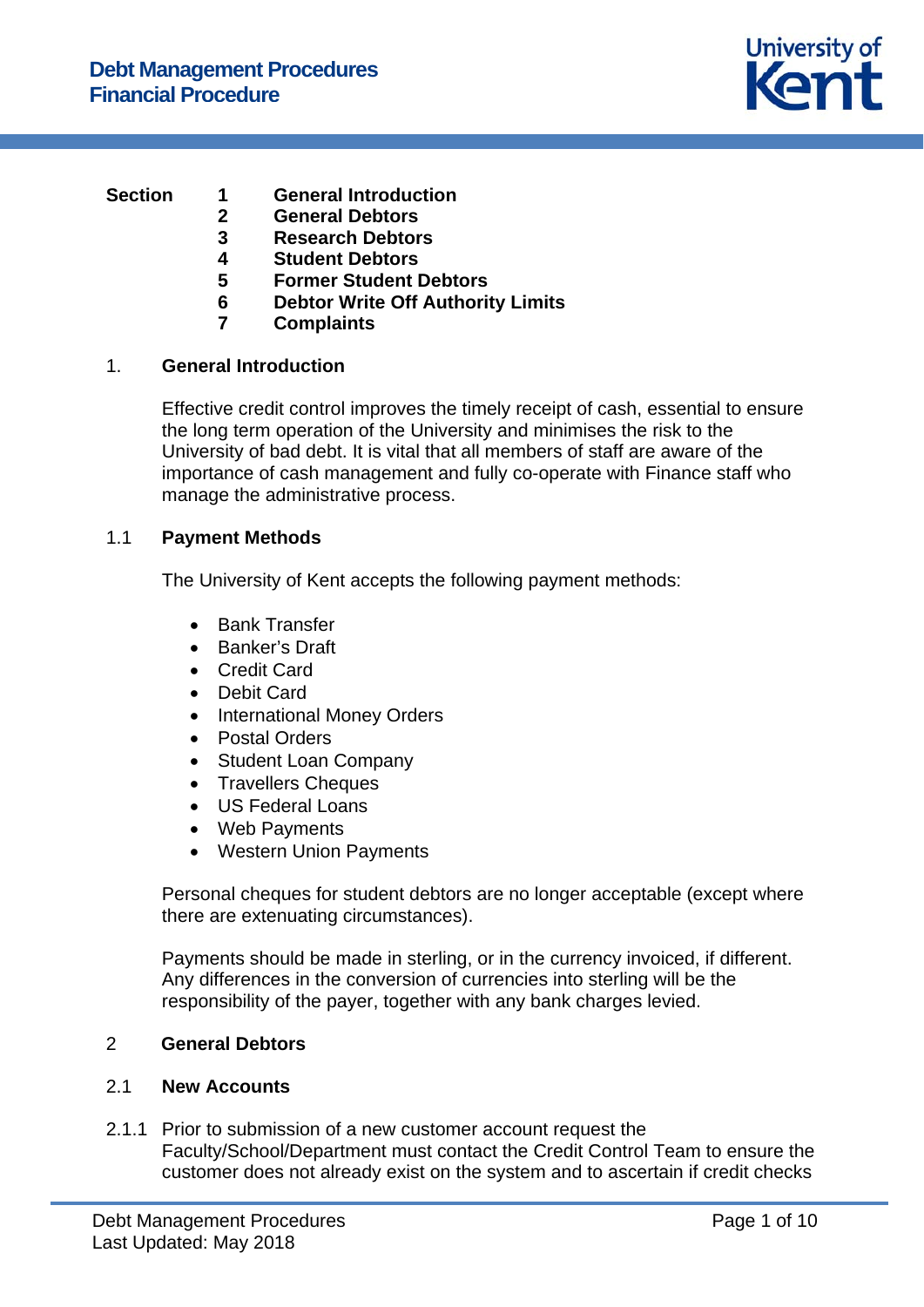# Debt Management Procedures
## Financial Procedure

| Section | | |
|---|---|---|
| | 1 | General Introduction |
| | 2 | General Debtors |
| | 3 | Research Debtors |
| | 4 | Student Debtors |
| | 5 | Former Student Debtors |
| | 6 | Debtor Write Off Authority Limits |
| | 7 | Complaints |

## 1. General Introduction

Effective credit control improves the timely receipt of cash, essential to ensure the long term operation of the University and minimises the risk to the University of bad debt. It is vital that all members of staff are aware of the importance of cash management and fully co-operate with Finance staff who manage the administrative process.

### 1.1 Payment Methods

The University of Kent accepts the following payment methods:

- Bank Transfer
- Banker's Draft
- Credit Card
- Debit Card
- International Money Orders
- Postal Orders
- Student Loan Company
- Travellers Cheques
- US Federal Loans
- Web Payments
- Western Union Payments

Personal cheques for student debtors are no longer acceptable (except where there are extenuating circumstances).

Payments should be made in sterling, or in the currency invoiced, if different. Any differences in the conversion of currencies into sterling will be the responsibility of the payer, together with any bank charges levied.

## 2 General Debtors

### 2.1 New Accounts

2.1.1 Prior to submission of a new customer account request the Faculty/School/Department must contact the Credit Control Team to ensure the customer does not already exist on the system and to ascertain if credit checks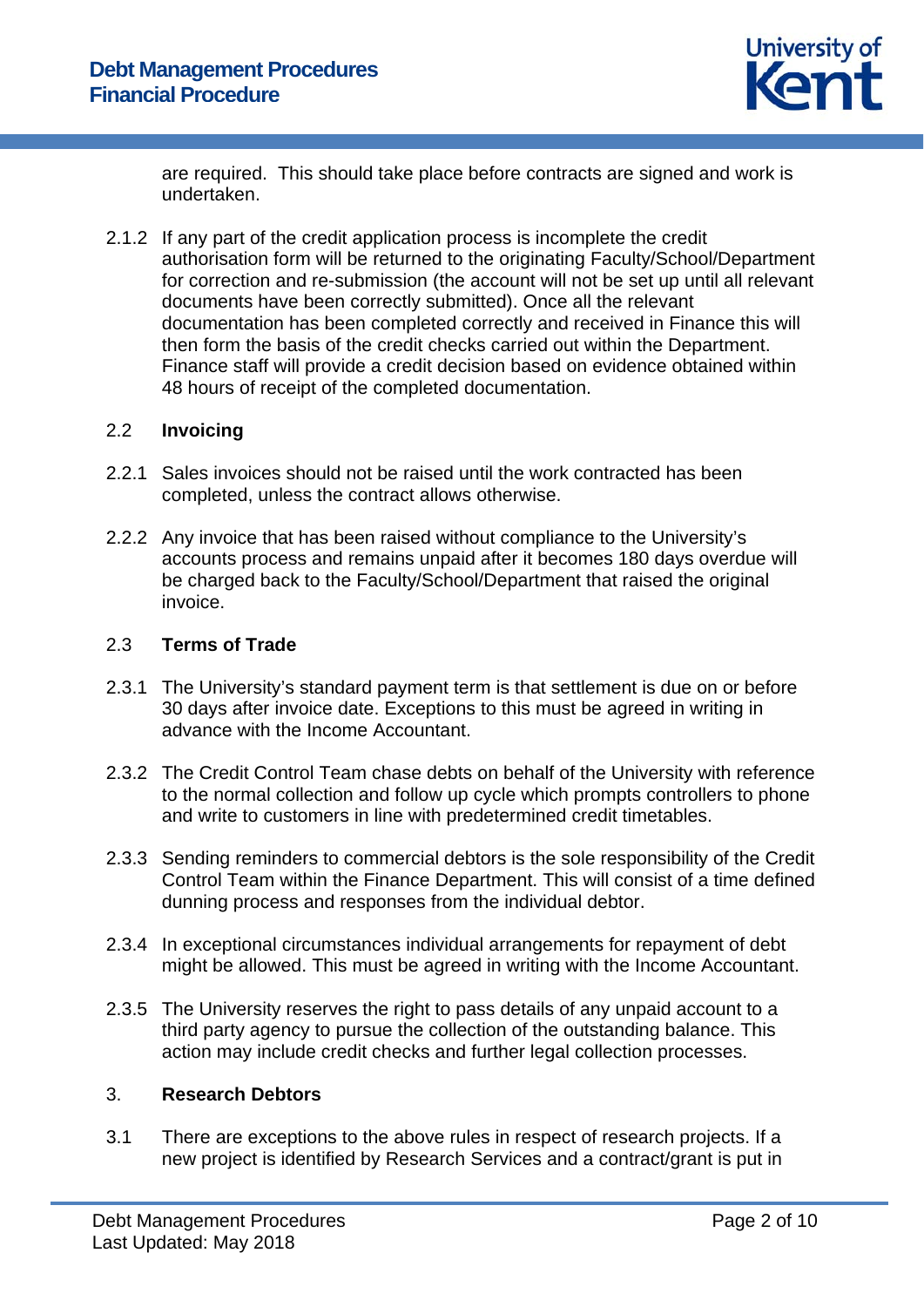are required. This should take place before contracts are signed and work is undertaken.

2.1.2 If any part of the credit application process is incomplete the credit authorisation form will be returned to the originating Faculty/School/Department for correction and re-submission (the account will not be set up until all relevant documents have been correctly submitted). Once all the relevant documentation has been completed correctly and received in Finance this will then form the basis of the credit checks carried out within the Department. Finance staff will provide a credit decision based on evidence obtained within 48 hours of receipt of the completed documentation.

## 2.2 Invoicing

2.2.1 Sales invoices should not be raised until the work contracted has been completed, unless the contract allows otherwise.

2.2.2 Any invoice that has been raised without compliance to the University's accounts process and remains unpaid after it becomes 180 days overdue will be charged back to the Faculty/School/Department that raised the original invoice.

## 2.3 Terms of Trade

2.3.1 The University's standard payment term is that settlement is due on or before 30 days after invoice date. Exceptions to this must be agreed in writing in advance with the Income Accountant.

2.3.2 The Credit Control Team chase debts on behalf of the University with reference to the normal collection and follow up cycle which prompts controllers to phone and write to customers in line with predetermined credit timetables.

2.3.3 Sending reminders to commercial debtors is the sole responsibility of the Credit Control Team within the Finance Department. This will consist of a time defined dunning process and responses from the individual debtor.

2.3.4 In exceptional circumstances individual arrangements for repayment of debt might be allowed. This must be agreed in writing with the Income Accountant.

2.3.5 The University reserves the right to pass details of any unpaid account to a third party agency to pursue the collection of the outstanding balance. This action may include credit checks and further legal collection processes.

# 3. Research Debtors

3.1 There are exceptions to the above rules in respect of research projects. If a new project is identified by Research Services and a contract/grant is put in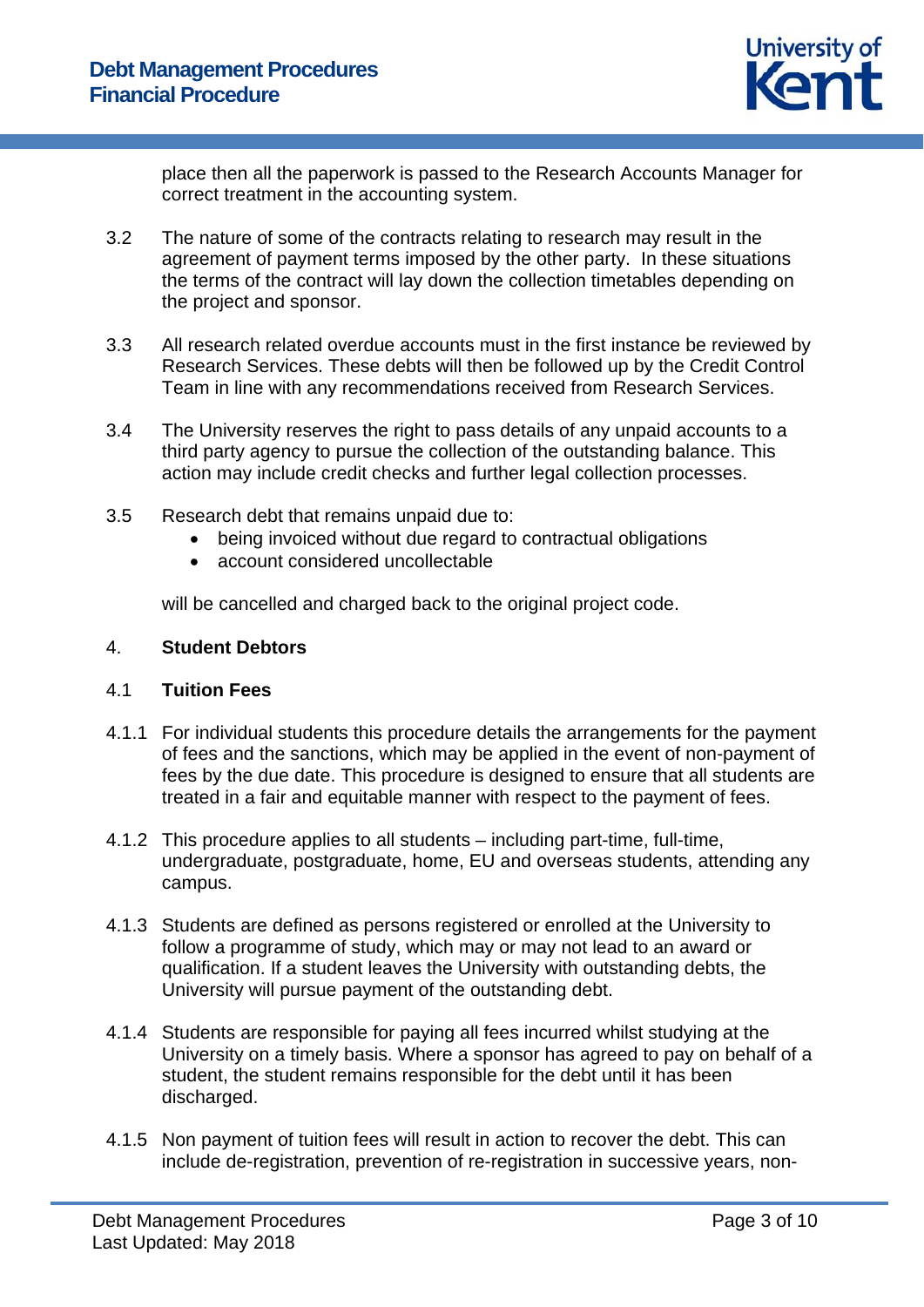place then all the paperwork is passed to the Research Accounts Manager for correct treatment in the accounting system.

3.2 The nature of some of the contracts relating to research may result in the agreement of payment terms imposed by the other party. In these situations the terms of the contract will lay down the collection timetables depending on the project and sponsor.

3.3 All research related overdue accounts must in the first instance be reviewed by Research Services. These debts will then be followed up by the Credit Control Team in line with any recommendations received from Research Services.

3.4 The University reserves the right to pass details of any unpaid accounts to a third party agency to pursue the collection of the outstanding balance. This action may include credit checks and further legal collection processes.

3.5 Research debt that remains unpaid due to:

- being invoiced without due regard to contractual obligations
- account considered uncollectable

will be cancelled and charged back to the original project code.

## 4. Student Debtors

### 4.1 Tuition Fees

4.1.1 For individual students this procedure details the arrangements for the payment of fees and the sanctions, which may be applied in the event of non-payment of fees by the due date. This procedure is designed to ensure that all students are treated in a fair and equitable manner with respect to the payment of fees.

4.1.2 This procedure applies to all students – including part-time, full-time, undergraduate, postgraduate, home, EU and overseas students, attending any campus.

4.1.3 Students are defined as persons registered or enrolled at the University to follow a programme of study, which may or may not lead to an award or qualification. If a student leaves the University with outstanding debts, the University will pursue payment of the outstanding debt.

4.1.4 Students are responsible for paying all fees incurred whilst studying at the University on a timely basis. Where a sponsor has agreed to pay on behalf of a student, the student remains responsible for the debt until it has been discharged.

4.1.5 Non payment of tuition fees will result in action to recover the debt. This can include de-registration, prevention of re-registration in successive years, non-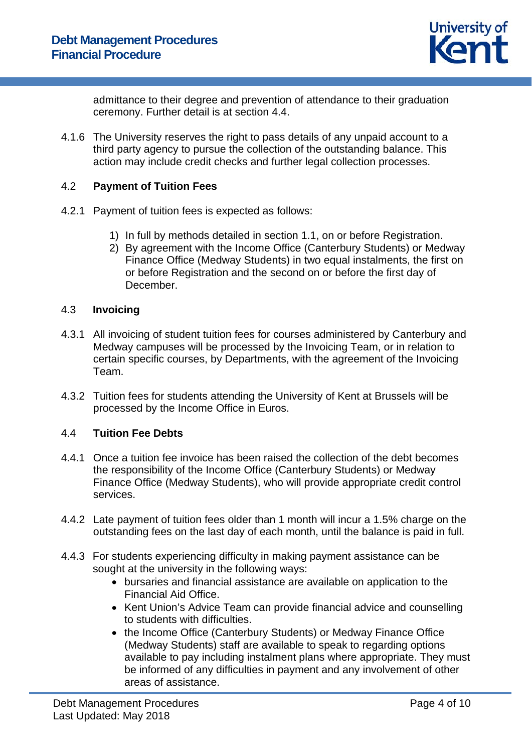admittance to their degree and prevention of attendance to their graduation ceremony. Further detail is at section 4.4.

4.1.6 The University reserves the right to pass details of any unpaid account to a third party agency to pursue the collection of the outstanding balance. This action may include credit checks and further legal collection processes.

## 4.2 Payment of Tuition Fees

4.2.1 Payment of tuition fees is expected as follows:

1) In full by methods detailed in section 1.1, on or before Registration.
2) By agreement with the Income Office (Canterbury Students) or Medway Finance Office (Medway Students) in two equal instalments, the first on or before Registration and the second on or before the first day of December.

## 4.3 Invoicing

4.3.1 All invoicing of student tuition fees for courses administered by Canterbury and Medway campuses will be processed by the Invoicing Team, or in relation to certain specific courses, by Departments, with the agreement of the Invoicing Team.

4.3.2 Tuition fees for students attending the University of Kent at Brussels will be processed by the Income Office in Euros.

## 4.4 Tuition Fee Debts

4.4.1 Once a tuition fee invoice has been raised the collection of the debt becomes the responsibility of the Income Office (Canterbury Students) or Medway Finance Office (Medway Students), who will provide appropriate credit control services.

4.4.2 Late payment of tuition fees older than 1 month will incur a 1.5% charge on the outstanding fees on the last day of each month, until the balance is paid in full.

4.4.3 For students experiencing difficulty in making payment assistance can be sought at the university in the following ways:

- bursaries and financial assistance are available on application to the Financial Aid Office.
- Kent Union's Advice Team can provide financial advice and counselling to students with difficulties.
- the Income Office (Canterbury Students) or Medway Finance Office (Medway Students) staff are available to speak to regarding options available to pay including instalment plans where appropriate. They must be informed of any difficulties in payment and any involvement of other areas of assistance.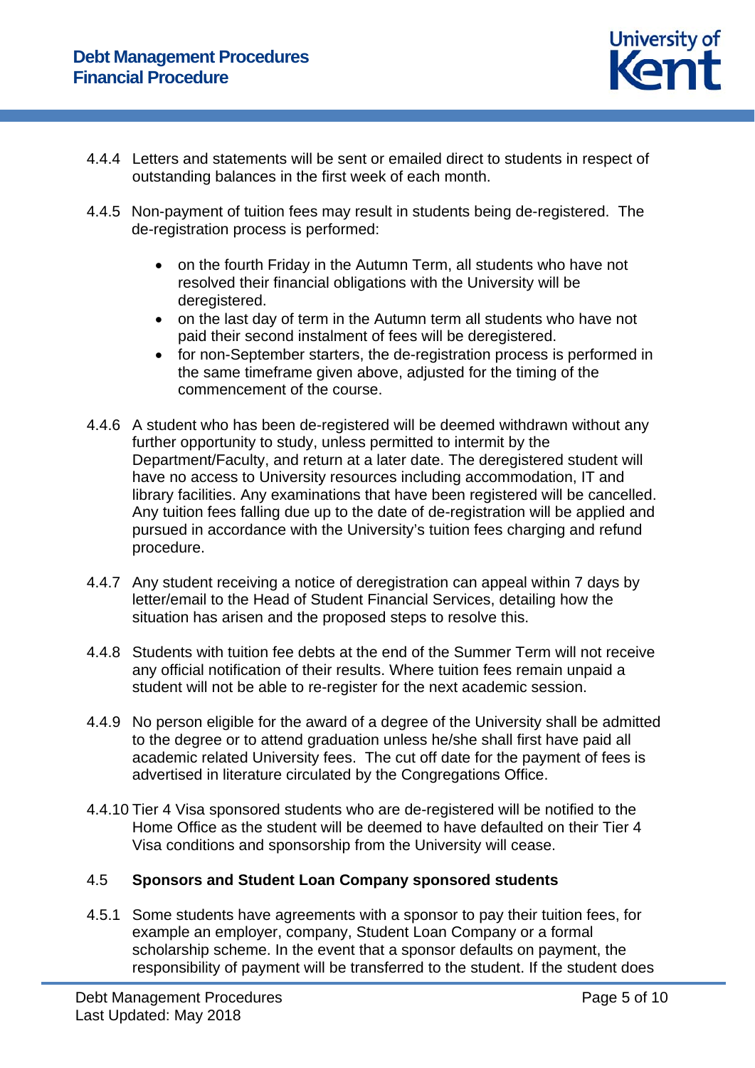4.4.4 Letters and statements will be sent or emailed direct to students in respect of outstanding balances in the first week of each month.

4.4.5 Non-payment of tuition fees may result in students being de-registered. The de-registration process is performed:

- on the fourth Friday in the Autumn Term, all students who have not resolved their financial obligations with the University will be deregistered.
- on the last day of term in the Autumn term all students who have not paid their second instalment of fees will be deregistered.
- for non-September starters, the de-registration process is performed in the same timeframe given above, adjusted for the timing of the commencement of the course.

4.4.6 A student who has been de-registered will be deemed withdrawn without any further opportunity to study, unless permitted to intermit by the Department/Faculty, and return at a later date. The deregistered student will have no access to University resources including accommodation, IT and library facilities. Any examinations that have been registered will be cancelled. Any tuition fees falling due up to the date of de-registration will be applied and pursued in accordance with the University's tuition fees charging and refund procedure.

4.4.7 Any student receiving a notice of deregistration can appeal within 7 days by letter/email to the Head of Student Financial Services, detailing how the situation has arisen and the proposed steps to resolve this.

4.4.8 Students with tuition fee debts at the end of the Summer Term will not receive any official notification of their results. Where tuition fees remain unpaid a student will not be able to re-register for the next academic session.

4.4.9 No person eligible for the award of a degree of the University shall be admitted to the degree or to attend graduation unless he/she shall first have paid all academic related University fees. The cut off date for the payment of fees is advertised in literature circulated by the Congregations Office.

4.4.10 Tier 4 Visa sponsored students who are de-registered will be notified to the Home Office as the student will be deemed to have defaulted on their Tier 4 Visa conditions and sponsorship from the University will cease.

### 4.5 Sponsors and Student Loan Company sponsored students

4.5.1 Some students have agreements with a sponsor to pay their tuition fees, for example an employer, company, Student Loan Company or a formal scholarship scheme. In the event that a sponsor defaults on payment, the responsibility of payment will be transferred to the student. If the student does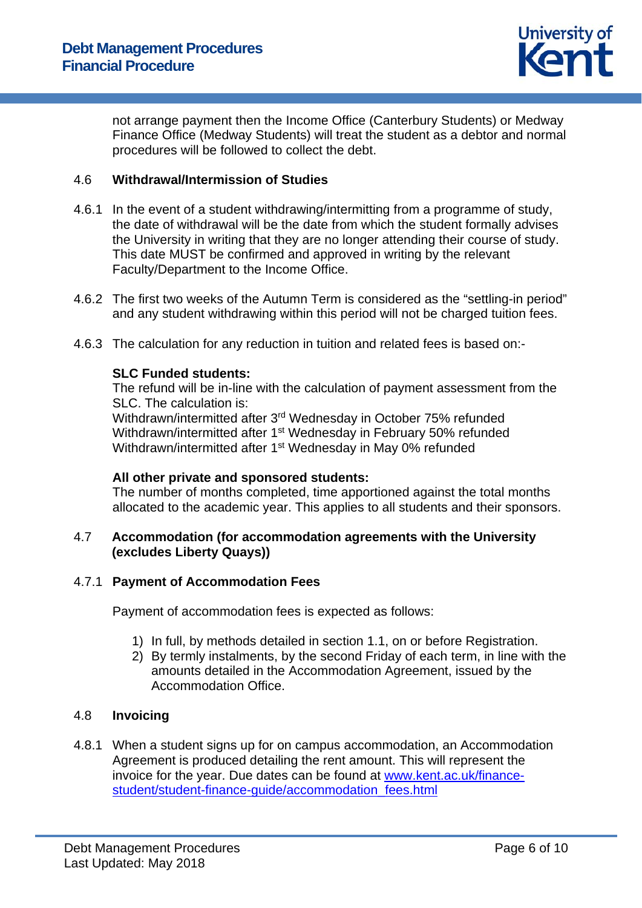not arrange payment then the Income Office (Canterbury Students) or Medway Finance Office (Medway Students) will treat the student as a debtor and normal procedures will be followed to collect the debt.

### 4.6 Withdrawal/Intermission of Studies

4.6.1 In the event of a student withdrawing/intermitting from a programme of study, the date of withdrawal will be the date from which the student formally advises the University in writing that they are no longer attending their course of study. This date MUST be confirmed and approved in writing by the relevant Faculty/Department to the Income Office.

4.6.2 The first two weeks of the Autumn Term is considered as the "settling-in period" and any student withdrawing within this period will not be charged tuition fees.

4.6.3 The calculation for any reduction in tuition and related fees is based on:-

**SLC Funded students:**
The refund will be in-line with the calculation of payment assessment from the SLC. The calculation is:
Withdrawn/intermitted after 3rd Wednesday in October 75% refunded
Withdrawn/intermitted after 1st Wednesday in February 50% refunded
Withdrawn/intermitted after 1st Wednesday in May 0% refunded

**All other private and sponsored students:**
The number of months completed, time apportioned against the total months allocated to the academic year. This applies to all students and their sponsors.

### 4.7 Accommodation (for accommodation agreements with the University (excludes Liberty Quays))

#### 4.7.1 Payment of Accommodation Fees

Payment of accommodation fees is expected as follows:

1) In full, by methods detailed in section 1.1, on or before Registration.
2) By termly instalments, by the second Friday of each term, in line with the amounts detailed in the Accommodation Agreement, issued by the Accommodation Office.

### 4.8 Invoicing

4.8.1 When a student signs up for on campus accommodation, an Accommodation Agreement is produced detailing the rent amount. This will represent the invoice for the year. Due dates can be found at [www.kent.ac.uk/finance-student/student-finance-guide/accommodation_fees.html](www.kent.ac.uk/finance-student/student-finance-guide/accommodation_fees.html)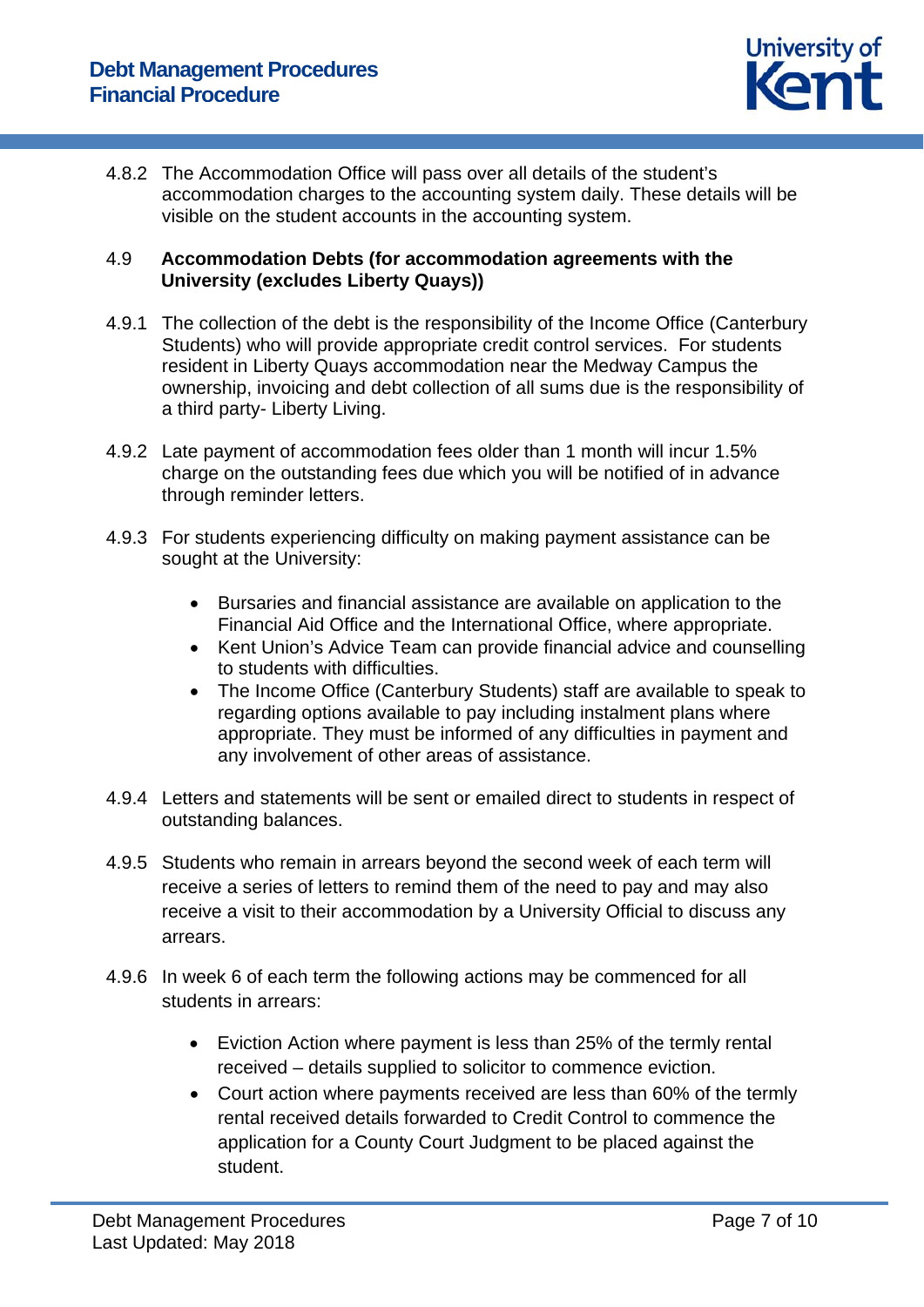4.8.2 The Accommodation Office will pass over all details of the student's accommodation charges to the accounting system daily. These details will be visible on the student accounts in the accounting system.

### 4.9 Accommodation Debts (for accommodation agreements with the University (excludes Liberty Quays))

4.9.1 The collection of the debt is the responsibility of the Income Office (Canterbury Students) who will provide appropriate credit control services. For students resident in Liberty Quays accommodation near the Medway Campus the ownership, invoicing and debt collection of all sums due is the responsibility of a third party- Liberty Living.

4.9.2 Late payment of accommodation fees older than 1 month will incur 1.5% charge on the outstanding fees due which you will be notified of in advance through reminder letters.

4.9.3 For students experiencing difficulty on making payment assistance can be sought at the University:

- Bursaries and financial assistance are available on application to the Financial Aid Office and the International Office, where appropriate.
- Kent Union's Advice Team can provide financial advice and counselling to students with difficulties.
- The Income Office (Canterbury Students) staff are available to speak to regarding options available to pay including instalment plans where appropriate. They must be informed of any difficulties in payment and any involvement of other areas of assistance.

4.9.4 Letters and statements will be sent or emailed direct to students in respect of outstanding balances.

4.9.5 Students who remain in arrears beyond the second week of each term will receive a series of letters to remind them of the need to pay and may also receive a visit to their accommodation by a University Official to discuss any arrears.

4.9.6 In week 6 of each term the following actions may be commenced for all students in arrears:

- Eviction Action where payment is less than 25% of the termly rental received – details supplied to solicitor to commence eviction.
- Court action where payments received are less than 60% of the termly rental received details forwarded to Credit Control to commence the application for a County Court Judgment to be placed against the student.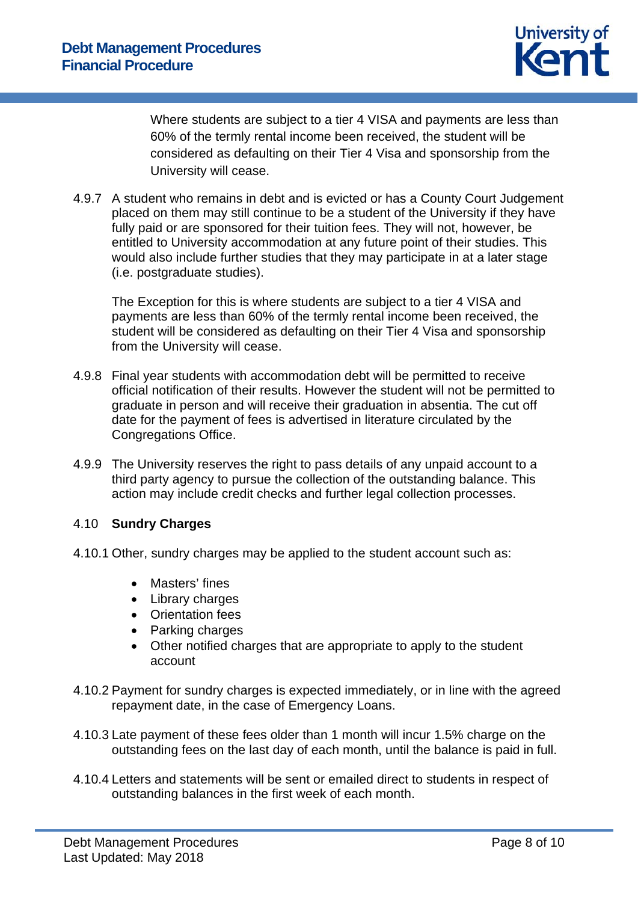Where students are subject to a tier 4 VISA and payments are less than 60% of the termly rental income been received, the student will be considered as defaulting on their Tier 4 Visa and sponsorship from the University will cease.

4.9.7 A student who remains in debt and is evicted or has a County Court Judgement placed on them may still continue to be a student of the University if they have fully paid or are sponsored for their tuition fees. They will not, however, be entitled to University accommodation at any future point of their studies. This would also include further studies that they may participate in at a later stage (i.e. postgraduate studies).

The Exception for this is where students are subject to a tier 4 VISA and payments are less than 60% of the termly rental income been received, the student will be considered as defaulting on their Tier 4 Visa and sponsorship from the University will cease.

4.9.8 Final year students with accommodation debt will be permitted to receive official notification of their results. However the student will not be permitted to graduate in person and will receive their graduation in absentia. The cut off date for the payment of fees is advertised in literature circulated by the Congregations Office.

4.9.9 The University reserves the right to pass details of any unpaid account to a third party agency to pursue the collection of the outstanding balance. This action may include credit checks and further legal collection processes.

### 4.10 Sundry Charges

4.10.1 Other, sundry charges may be applied to the student account such as:

- Masters' fines
- Library charges
- Orientation fees
- Parking charges
- Other notified charges that are appropriate to apply to the student account

4.10.2 Payment for sundry charges is expected immediately, or in line with the agreed repayment date, in the case of Emergency Loans.

4.10.3 Late payment of these fees older than 1 month will incur 1.5% charge on the outstanding fees on the last day of each month, until the balance is paid in full.

4.10.4 Letters and statements will be sent or emailed direct to students in respect of outstanding balances in the first week of each month.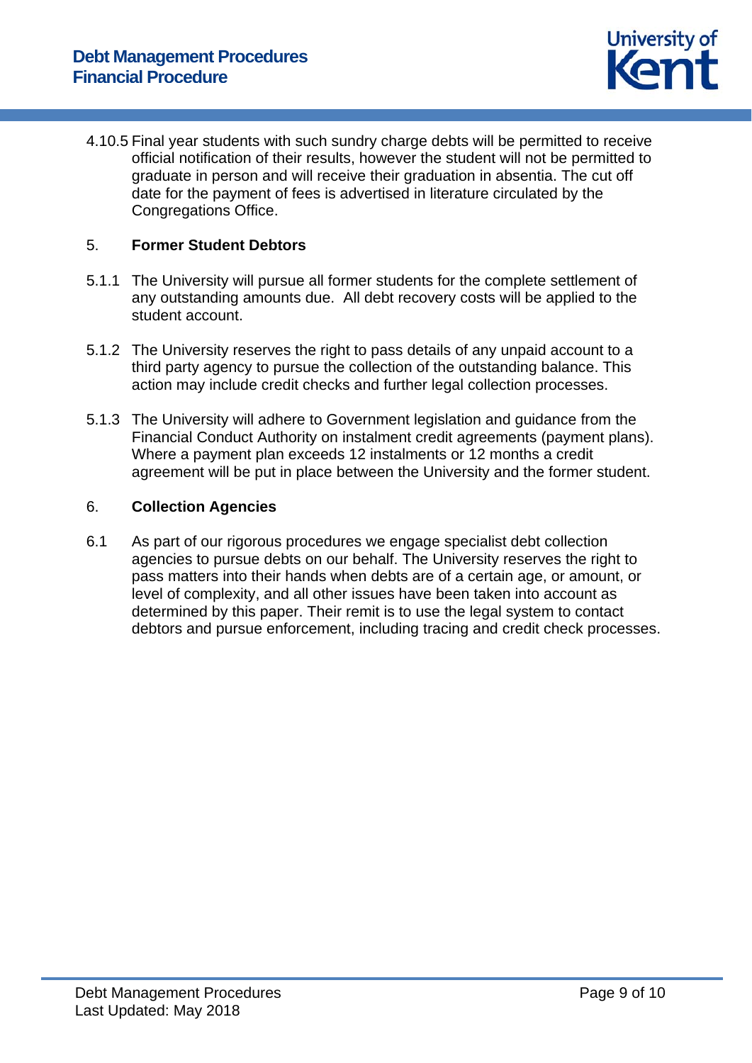4.10.5 Final year students with such sundry charge debts will be permitted to receive official notification of their results, however the student will not be permitted to graduate in person and will receive their graduation in absentia. The cut off date for the payment of fees is advertised in literature circulated by the Congregations Office.

## 5. Former Student Debtors

5.1.1 The University will pursue all former students for the complete settlement of any outstanding amounts due. All debt recovery costs will be applied to the student account.

5.1.2 The University reserves the right to pass details of any unpaid account to a third party agency to pursue the collection of the outstanding balance. This action may include credit checks and further legal collection processes.

5.1.3 The University will adhere to Government legislation and guidance from the Financial Conduct Authority on instalment credit agreements (payment plans). Where a payment plan exceeds 12 instalments or 12 months a credit agreement will be put in place between the University and the former student.

## 6. Collection Agencies

6.1 As part of our rigorous procedures we engage specialist debt collection agencies to pursue debts on our behalf. The University reserves the right to pass matters into their hands when debts are of a certain age, or amount, or level of complexity, and all other issues have been taken into account as determined by this paper. Their remit is to use the legal system to contact debtors and pursue enforcement, including tracing and credit check processes.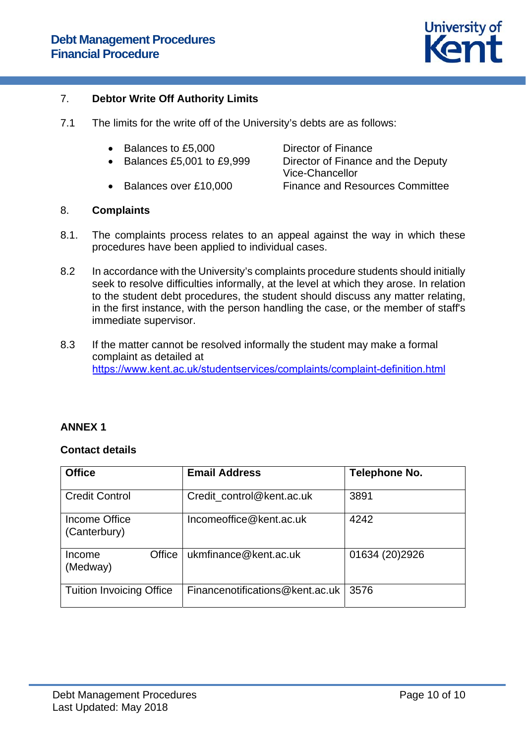## 7. Debtor Write Off Authority Limits

7.1 The limits for the write off of the University's debts are as follows:

- Balances to £5,000 — Director of Finance
- Balances £5,001 to £9,999 — Director of Finance and the Deputy Vice-Chancellor
- Balances over £10,000 — Finance and Resources Committee

## 8. Complaints

8.1. The complaints process relates to an appeal against the way in which these procedures have been applied to individual cases.

8.2 In accordance with the University's complaints procedure students should initially seek to resolve difficulties informally, at the level at which they arose. In relation to the student debt procedures, the student should discuss any matter relating, in the first instance, with the person handling the case, or the member of staff's immediate supervisor.

8.3 If the matter cannot be resolved informally the student may make a formal complaint as detailed at https://www.kent.ac.uk/studentservices/complaints/complaint-definition.html

## ANNEX 1

### Contact details

| Office | Email Address | Telephone No. |
|---|---|---|
| Credit Control | Credit_control@kent.ac.uk | 3891 |
| Income Office (Canterbury) | Incomeoffice@kent.ac.uk | 4242 |
| Income Office (Medway) | ukmfinance@kent.ac.uk | 01634 (20)2926 |
| Tuition Invoicing Office | Financenotifications@kent.ac.uk | 3576 |